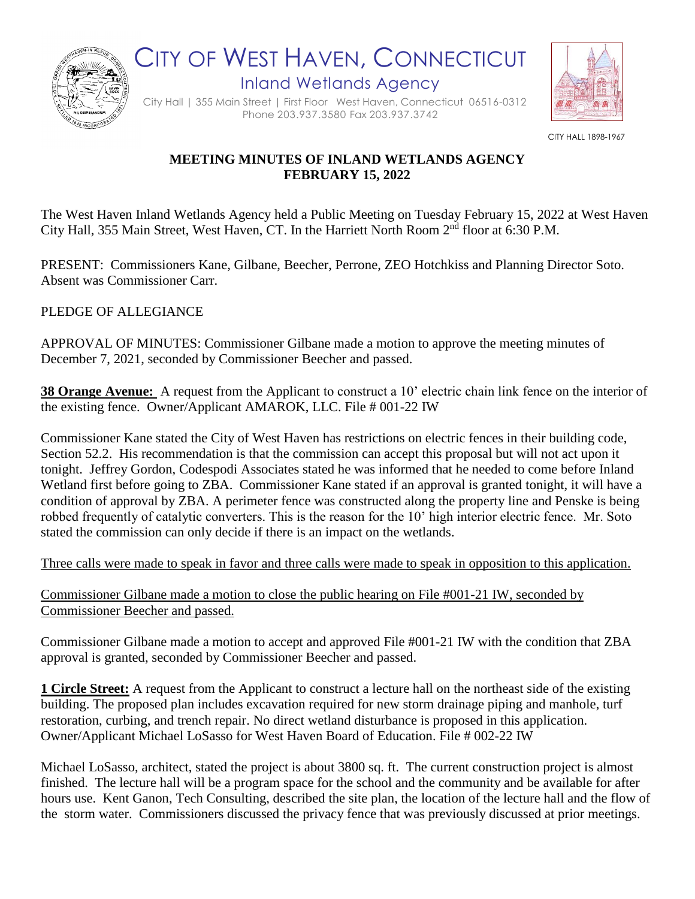# CITY OF WEST HAVEN, CONNECTICUT

## Inland Wetlands Agency

City Hall | 355 Main Street | First Floor West Haven, Connecticut 06516-0312
Phone 203.937.3580 Fax 203.937.3742

CITY HALL 1898-1967

## MEETING MINUTES OF INLAND WETLANDS AGENCY FEBRUARY 15, 2022

The West Haven Inland Wetlands Agency held a Public Meeting on Tuesday February 15, 2022 at West Haven City Hall, 355 Main Street, West Haven, CT. In the Harriett North Room 2nd floor at 6:30 P.M.

PRESENT: Commissioners Kane, Gilbane, Beecher, Perrone, ZEO Hotchkiss and Planning Director Soto. Absent was Commissioner Carr.

PLEDGE OF ALLEGIANCE

APPROVAL OF MINUTES: Commissioner Gilbane made a motion to approve the meeting minutes of December 7, 2021, seconded by Commissioner Beecher and passed.

**38 Orange Avenue:** A request from the Applicant to construct a 10' electric chain link fence on the interior of the existing fence. Owner/Applicant AMAROK, LLC. File # 001-22 IW

Commissioner Kane stated the City of West Haven has restrictions on electric fences in their building code, Section 52.2. His recommendation is that the commission can accept this proposal but will not act upon it tonight. Jeffrey Gordon, Codespodi Associates stated he was informed that he needed to come before Inland Wetland first before going to ZBA. Commissioner Kane stated if an approval is granted tonight, it will have a condition of approval by ZBA. A perimeter fence was constructed along the property line and Penske is being robbed frequently of catalytic converters. This is the reason for the 10' high interior electric fence. Mr. Soto stated the commission can only decide if there is an impact on the wetlands.

Three calls were made to speak in favor and three calls were made to speak in opposition to this application.

Commissioner Gilbane made a motion to close the public hearing on File #001-21 IW, seconded by Commissioner Beecher and passed.

Commissioner Gilbane made a motion to accept and approved File #001-21 IW with the condition that ZBA approval is granted, seconded by Commissioner Beecher and passed.

**1 Circle Street:** A request from the Applicant to construct a lecture hall on the northeast side of the existing building. The proposed plan includes excavation required for new storm drainage piping and manhole, turf restoration, curbing, and trench repair. No direct wetland disturbance is proposed in this application. Owner/Applicant Michael LoSasso for West Haven Board of Education. File # 002-22 IW

Michael LoSasso, architect, stated the project is about 3800 sq. ft. The current construction project is almost finished. The lecture hall will be a program space for the school and the community and be available for after hours use. Kent Ganon, Tech Consulting, described the site plan, the location of the lecture hall and the flow of the storm water. Commissioners discussed the privacy fence that was previously discussed at prior meetings.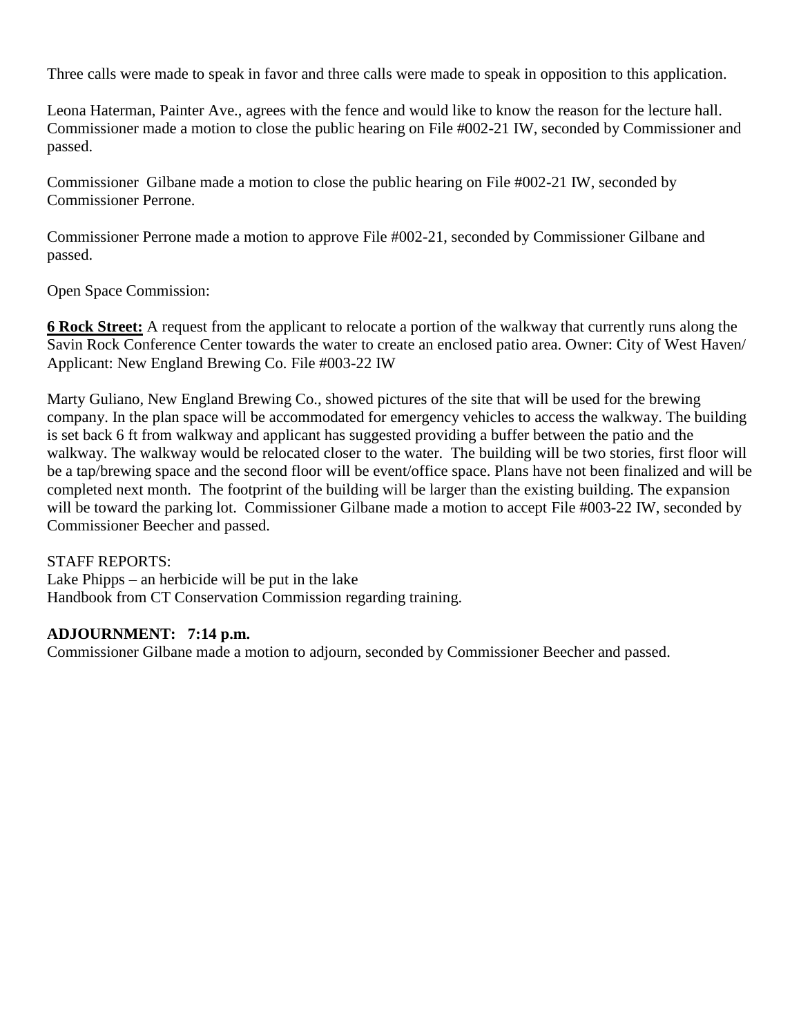Three calls were made to speak in favor and three calls were made to speak in opposition to this application.

Leona Haterman, Painter Ave., agrees with the fence and would like to know the reason for the lecture hall. Commissioner made a motion to close the public hearing on File #002-21 IW, seconded by Commissioner and passed.

Commissioner Gilbane made a motion to close the public hearing on File #002-21 IW, seconded by Commissioner Perrone.

Commissioner Perrone made a motion to approve File #002-21, seconded by Commissioner Gilbane and passed.

Open Space Commission:

**6 Rock Street:** A request from the applicant to relocate a portion of the walkway that currently runs along the Savin Rock Conference Center towards the water to create an enclosed patio area. Owner: City of West Haven/ Applicant: New England Brewing Co. File #003-22 IW

Marty Guliano, New England Brewing Co., showed pictures of the site that will be used for the brewing company. In the plan space will be accommodated for emergency vehicles to access the walkway. The building is set back 6 ft from walkway and applicant has suggested providing a buffer between the patio and the walkway. The walkway would be relocated closer to the water. The building will be two stories, first floor will be a tap/brewing space and the second floor will be event/office space. Plans have not been finalized and will be completed next month. The footprint of the building will be larger than the existing building. The expansion will be toward the parking lot. Commissioner Gilbane made a motion to accept File #003-22 IW, seconded by Commissioner Beecher and passed.

STAFF REPORTS:
Lake Phipps – an herbicide will be put in the lake
Handbook from CT Conservation Commission regarding training.

**ADJOURNMENT: 7:14 p.m.**
Commissioner Gilbane made a motion to adjourn, seconded by Commissioner Beecher and passed.